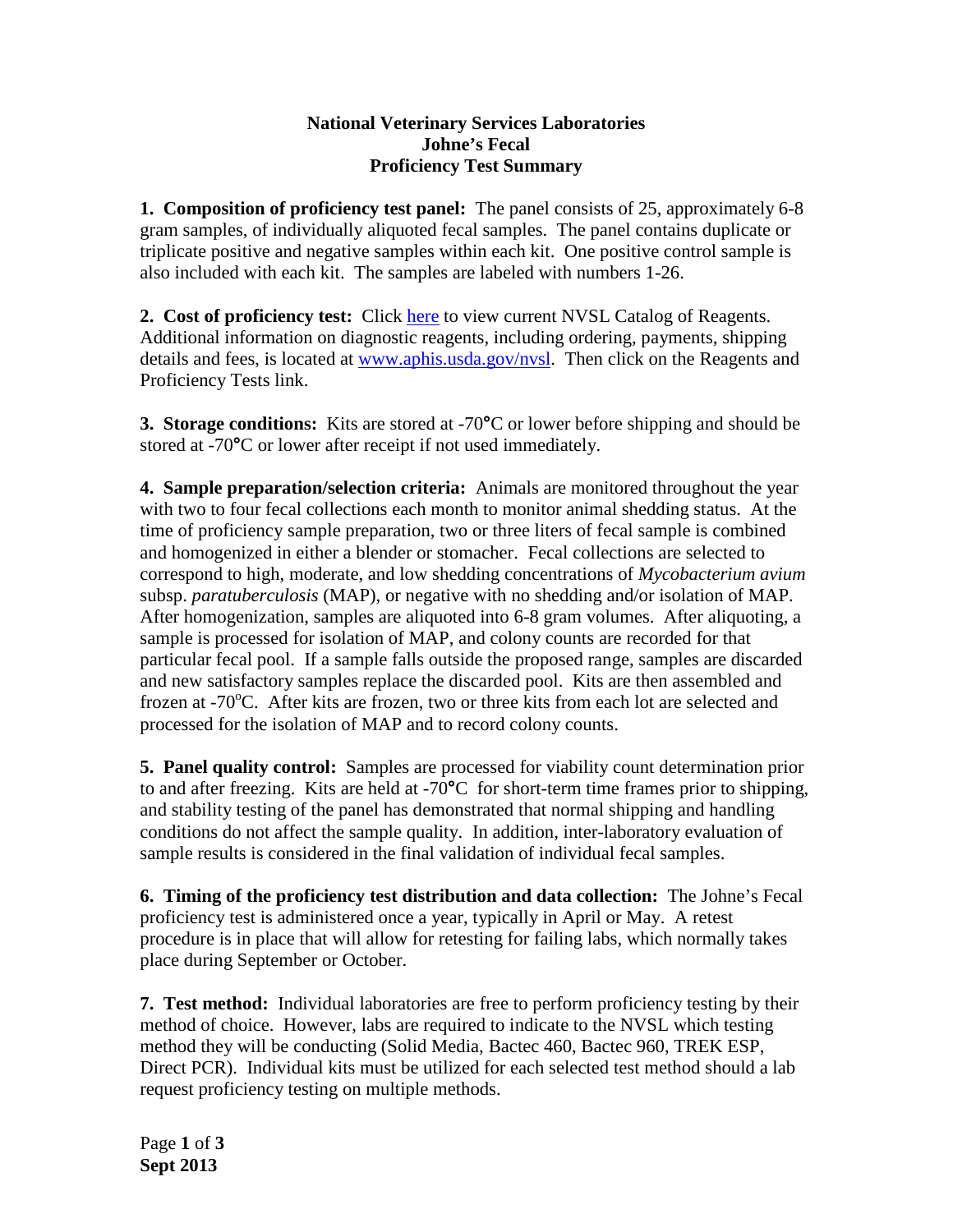**National Veterinary Services Laboratories**
**Johne's Fecal**
**Proficiency Test Summary**

**1. Composition of proficiency test panel:** The panel consists of 25, approximately 6-8 gram samples, of individually aliquoted fecal samples. The panel contains duplicate or triplicate positive and negative samples within each kit. One positive control sample is also included with each kit. The samples are labeled with numbers 1-26.

**2. Cost of proficiency test:** Click here to view current NVSL Catalog of Reagents. Additional information on diagnostic reagents, including ordering, payments, shipping details and fees, is located at www.aphis.usda.gov/nvsl. Then click on the Reagents and Proficiency Tests link.

**3. Storage conditions:** Kits are stored at -70°C or lower before shipping and should be stored at -70°C or lower after receipt if not used immediately.

**4. Sample preparation/selection criteria:** Animals are monitored throughout the year with two to four fecal collections each month to monitor animal shedding status. At the time of proficiency sample preparation, two or three liters of fecal sample is combined and homogenized in either a blender or stomacher. Fecal collections are selected to correspond to high, moderate, and low shedding concentrations of *Mycobacterium avium* subsp. *paratuberculosis* (MAP), or negative with no shedding and/or isolation of MAP. After homogenization, samples are aliquoted into 6-8 gram volumes. After aliquoting, a sample is processed for isolation of MAP, and colony counts are recorded for that particular fecal pool. If a sample falls outside the proposed range, samples are discarded and new satisfactory samples replace the discarded pool. Kits are then assembled and frozen at -70°C. After kits are frozen, two or three kits from each lot are selected and processed for the isolation of MAP and to record colony counts.

**5. Panel quality control:** Samples are processed for viability count determination prior to and after freezing. Kits are held at -70°C for short-term time frames prior to shipping, and stability testing of the panel has demonstrated that normal shipping and handling conditions do not affect the sample quality. In addition, inter-laboratory evaluation of sample results is considered in the final validation of individual fecal samples.

**6. Timing of the proficiency test distribution and data collection:** The Johne's Fecal proficiency test is administered once a year, typically in April or May. A retest procedure is in place that will allow for retesting for failing labs, which normally takes place during September or October.

**7. Test method:** Individual laboratories are free to perform proficiency testing by their method of choice. However, labs are required to indicate to the NVSL which testing method they will be conducting (Solid Media, Bactec 460, Bactec 960, TREK ESP, Direct PCR). Individual kits must be utilized for each selected test method should a lab request proficiency testing on multiple methods.

**Sept 2013**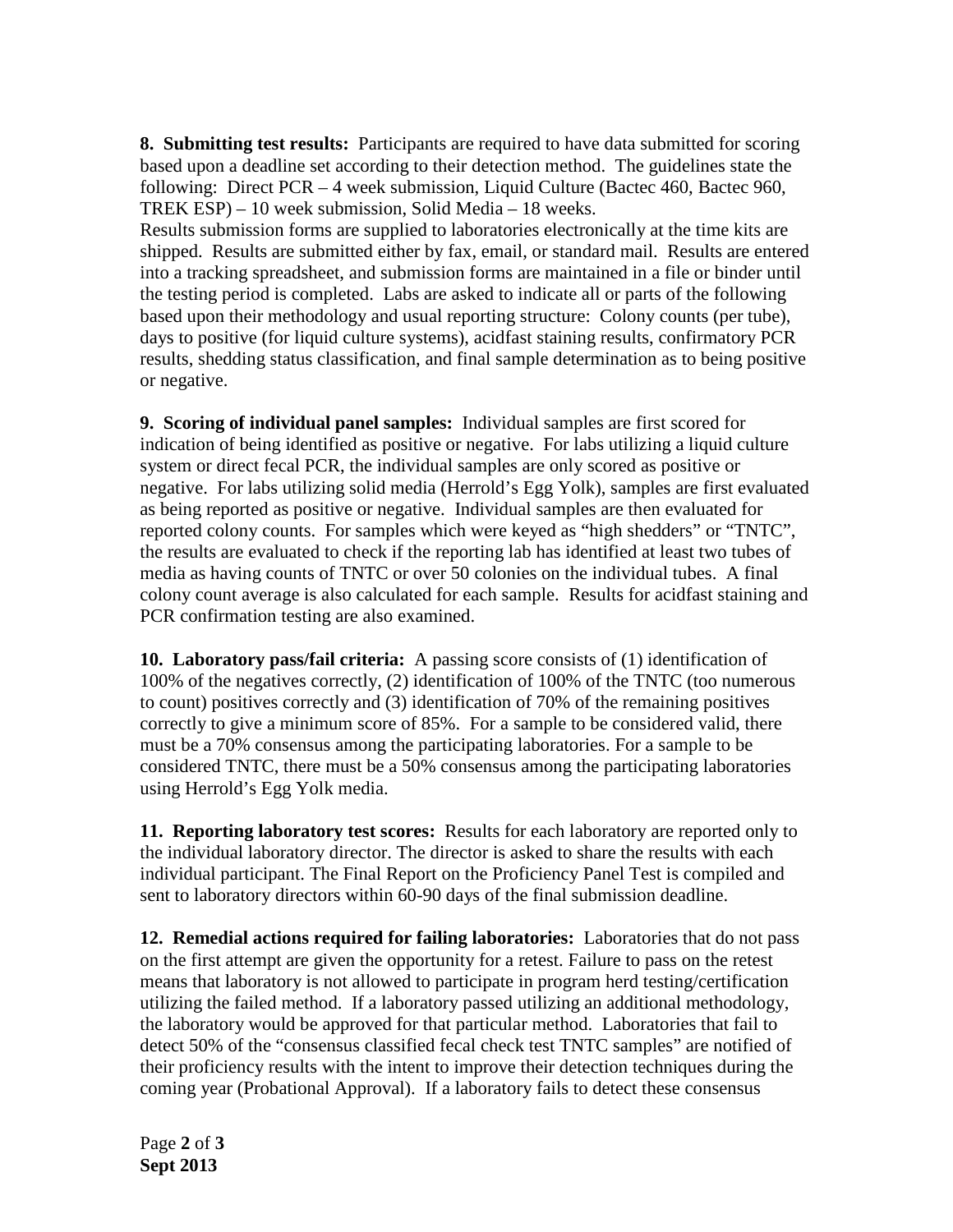**8. Submitting test results:** Participants are required to have data submitted for scoring based upon a deadline set according to their detection method. The guidelines state the following: Direct PCR – 4 week submission, Liquid Culture (Bactec 460, Bactec 960, TREK ESP) – 10 week submission, Solid Media – 18 weeks.
Results submission forms are supplied to laboratories electronically at the time kits are shipped. Results are submitted either by fax, email, or standard mail. Results are entered into a tracking spreadsheet, and submission forms are maintained in a file or binder until the testing period is completed. Labs are asked to indicate all or parts of the following based upon their methodology and usual reporting structure: Colony counts (per tube), days to positive (for liquid culture systems), acidfast staining results, confirmatory PCR results, shedding status classification, and final sample determination as to being positive or negative.

**9. Scoring of individual panel samples:** Individual samples are first scored for indication of being identified as positive or negative. For labs utilizing a liquid culture system or direct fecal PCR, the individual samples are only scored as positive or negative. For labs utilizing solid media (Herrold's Egg Yolk), samples are first evaluated as being reported as positive or negative. Individual samples are then evaluated for reported colony counts. For samples which were keyed as "high shedders" or "TNTC", the results are evaluated to check if the reporting lab has identified at least two tubes of media as having counts of TNTC or over 50 colonies on the individual tubes. A final colony count average is also calculated for each sample. Results for acidfast staining and PCR confirmation testing are also examined.

**10. Laboratory pass/fail criteria:** A passing score consists of (1) identification of 100% of the negatives correctly, (2) identification of 100% of the TNTC (too numerous to count) positives correctly and (3) identification of 70% of the remaining positives correctly to give a minimum score of 85%. For a sample to be considered valid, there must be a 70% consensus among the participating laboratories. For a sample to be considered TNTC, there must be a 50% consensus among the participating laboratories using Herrold's Egg Yolk media.

**11. Reporting laboratory test scores:** Results for each laboratory are reported only to the individual laboratory director. The director is asked to share the results with each individual participant. The Final Report on the Proficiency Panel Test is compiled and sent to laboratory directors within 60-90 days of the final submission deadline.

**12. Remedial actions required for failing laboratories:** Laboratories that do not pass on the first attempt are given the opportunity for a retest. Failure to pass on the retest means that laboratory is not allowed to participate in program herd testing/certification utilizing the failed method. If a laboratory passed utilizing an additional methodology, the laboratory would be approved for that particular method. Laboratories that fail to detect 50% of the "consensus classified fecal check test TNTC samples" are notified of their proficiency results with the intent to improve their detection techniques during the coming year (Probational Approval). If a laboratory fails to detect these consensus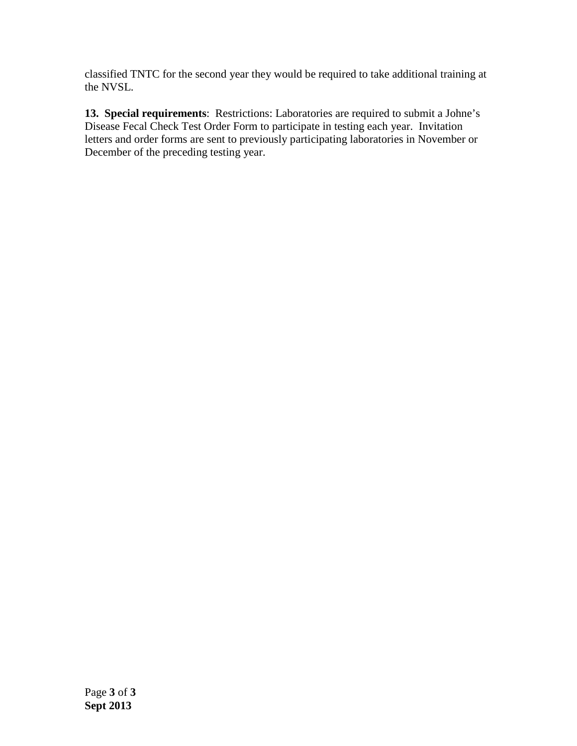classified TNTC for the second year they would be required to take additional training at the NVSL.

**13. Special requirements**: Restrictions: Laboratories are required to submit a Johne's Disease Fecal Check Test Order Form to participate in testing each year. Invitation letters and order forms are sent to previously participating laboratories in November or December of the preceding testing year.

**Sept 2013**